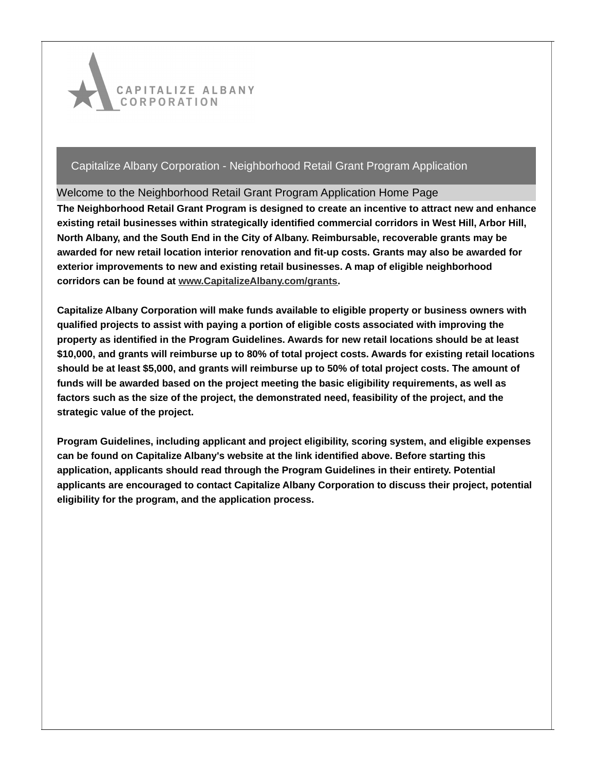CAPITALIZE ALBANY CORPORATION

# Capitalize Albany Corporation - Neighborhood Retail Grant Program Application

## Welcome to the Neighborhood Retail Grant Program Application Home Page

**The Neighborhood Retail Grant Program is designed to create an incentive to attract new and enhance existing retail businesses within strategically identified commercial corridors in West Hill, Arbor Hill, North Albany, and the South End in the City of Albany. Reimbursable, recoverable grants may be awarded for new retail location interior renovation and fit-up costs. Grants may also be awarded for exterior improvements to new and existing retail businesses. A map of eligible neighborhood corridors can be found at www.CapitalizeAlbany.com/grants.**

**Capitalize Albany Corporation will make funds available to eligible property or business owners with qualified projects to assist with paying a portion of eligible costs associated with improving the property as identified in the Program Guidelines. Awards for new retail locations should be at least $10,000, and grants will reimburse up to 80% of total project costs. Awards for existing retail locations should be at least $5,000, and grants will reimburse up to 50% of total project costs. The amount of funds will be awarded based on the project meeting the basic eligibility requirements, as well as factors such as the size of the project, the demonstrated need, feasibility of the project, and the strategic value of the project.**

**Program Guidelines, including applicant and project eligibility, scoring system, and eligible expenses can be found on Capitalize Albany's website at the link identified above. Before starting this application, applicants should read through the Program Guidelines in their entirety. Potential applicants are encouraged to contact Capitalize Albany Corporation to discuss their project, potential eligibility for the program, and the application process.**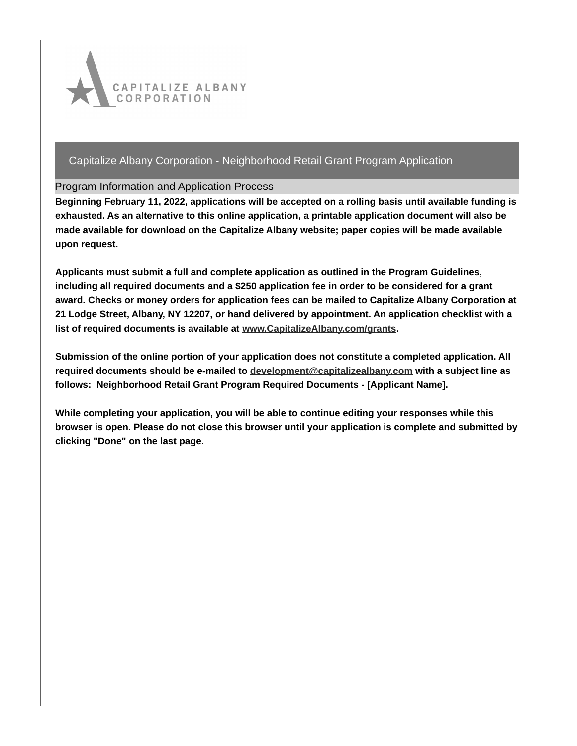CAPITALIZE ALBANY CORPORATION

# Capitalize Albany Corporation - Neighborhood Retail Grant Program Application

## Program Information and Application Process

**Beginning February 11, 2022, applications will be accepted on a rolling basis until available funding is exhausted. As an alternative to this online application, a printable application document will also be made available for download on the Capitalize Albany website; paper copies will be made available upon request.**

**Applicants must submit a full and complete application as outlined in the Program Guidelines, including all required documents and a $250 application fee in order to be considered for a grant award. Checks or money orders for application fees can be mailed to Capitalize Albany Corporation at 21 Lodge Street, Albany, NY 12207, or hand delivered by appointment. An application checklist with a list of required documents is available at www.CapitalizeAlbany.com/grants.**

**Submission of the online portion of your application does not constitute a completed application. All required documents should be e-mailed to development@capitalizealbany.com with a subject line as follows: Neighborhood Retail Grant Program Required Documents - [Applicant Name].**

**While completing your application, you will be able to continue editing your responses while this browser is open. Please do not close this browser until your application is complete and submitted by clicking "Done" on the last page.**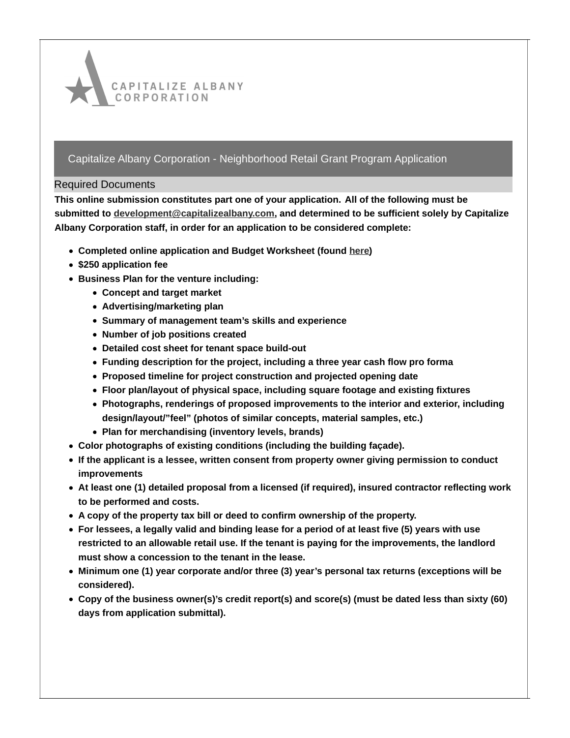## Capitalize Albany Corporation - Neighborhood Retail Grant Program Application

### Required Documents

**This online submission constitutes part one of your application. All of the following must be submitted to development@capitalizealbany.com, and determined to be sufficient solely by Capitalize Albany Corporation staff, in order for an application to be considered complete:**

- **Completed online application and Budget Worksheet (found here)**
- **$250 application fee**
- **Business Plan for the venture including:**
  - **Concept and target market**
  - **Advertising/marketing plan**
  - **Summary of management team's skills and experience**
  - **Number of job positions created**
  - **Detailed cost sheet for tenant space build-out**
  - **Funding description for the project, including a three year cash flow pro forma**
  - **Proposed timeline for project construction and projected opening date**
  - **Floor plan/layout of physical space, including square footage and existing fixtures**
  - **Photographs, renderings of proposed improvements to the interior and exterior, including design/layout/"feel" (photos of similar concepts, material samples, etc.)**
  - **Plan for merchandising (inventory levels, brands)**
- **Color photographs of existing conditions (including the building façade).**
- **If the applicant is a lessee, written consent from property owner giving permission to conduct improvements**
- **At least one (1) detailed proposal from a licensed (if required), insured contractor reflecting work to be performed and costs.**
- **A copy of the property tax bill or deed to confirm ownership of the property.**
- **For lessees, a legally valid and binding lease for a period of at least five (5) years with use restricted to an allowable retail use. If the tenant is paying for the improvements, the landlord must show a concession to the tenant in the lease.**
- **Minimum one (1) year corporate and/or three (3) year's personal tax returns (exceptions will be considered).**
- **Copy of the business owner(s)'s credit report(s) and score(s) (must be dated less than sixty (60) days from application submittal).**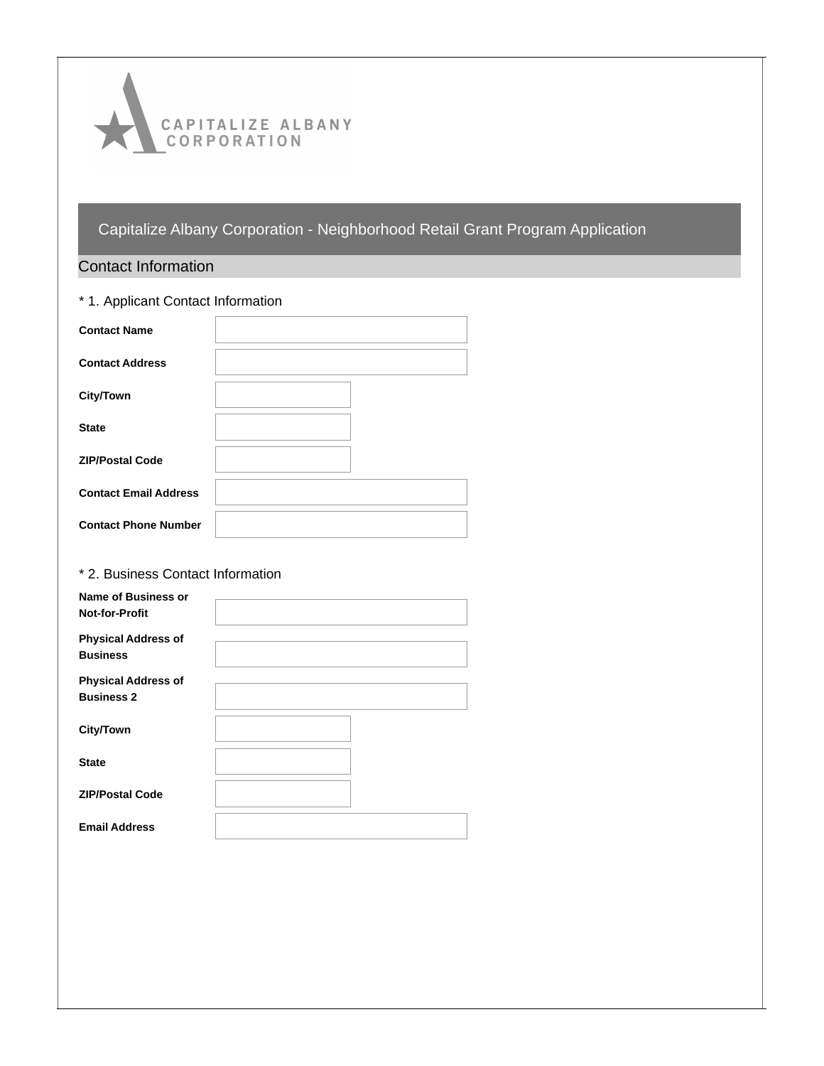CAPITALIZE ALBANY CORPORATION

# Capitalize Albany Corporation - Neighborhood Retail Grant Program Application

## Contact Information

\* 1. Applicant Contact Information

| | |
|---|---|
| **Contact Name** | |
| **Contact Address** | |
| **City/Town** | |
| **State** | |
| **ZIP/Postal Code** | |
| **Contact Email Address** | |
| **Contact Phone Number** | |

\* 2. Business Contact Information

| | |
|---|---|
| **Name of Business or Not-for-Profit** | |
| **Physical Address of Business** | |
| **Physical Address of Business 2** | |
| **City/Town** | |
| **State** | |
| **ZIP/Postal Code** | |
| **Email Address** | |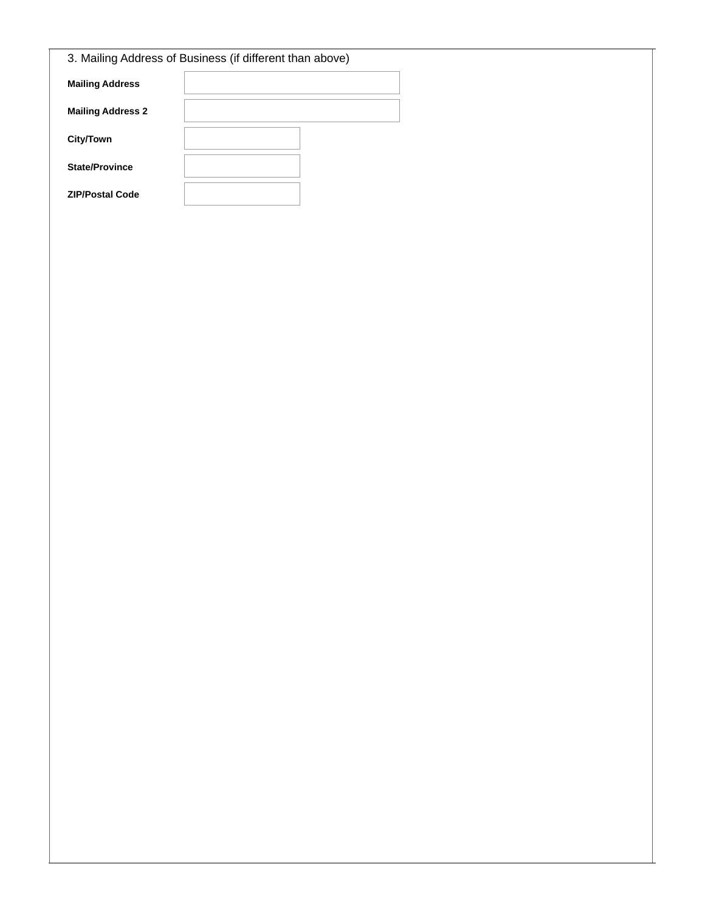3. Mailing Address of Business (if different than above)

**Mailing Address**

**Mailing Address 2**

**City/Town**

**State/Province**

**ZIP/Postal Code**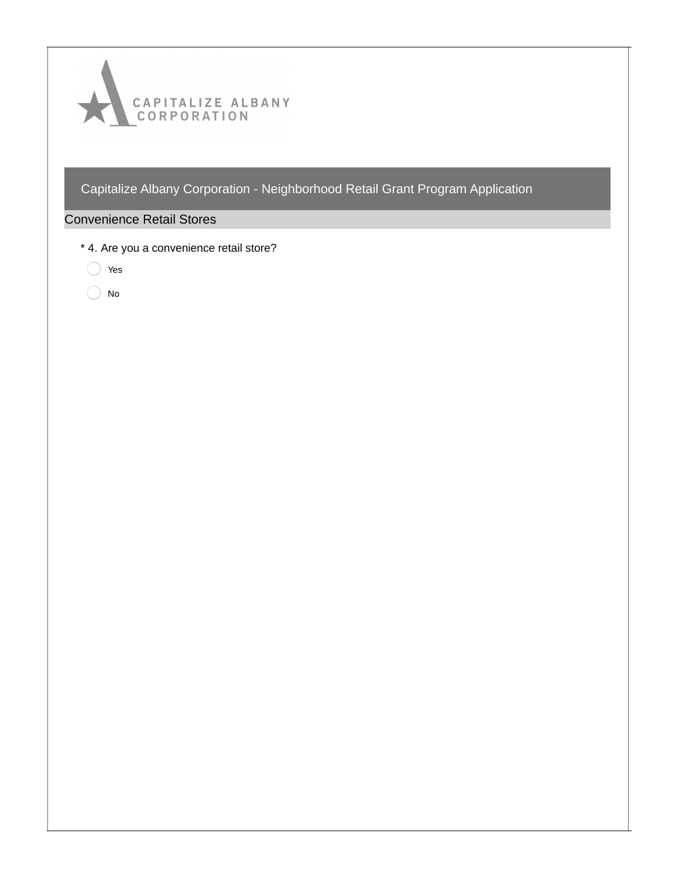CAPITALIZE ALBANY CORPORATION

# Capitalize Albany Corporation - Neighborhood Retail Grant Program Application

## Convenience Retail Stores

* 4. Are you a convenience retail store?

- Yes
- No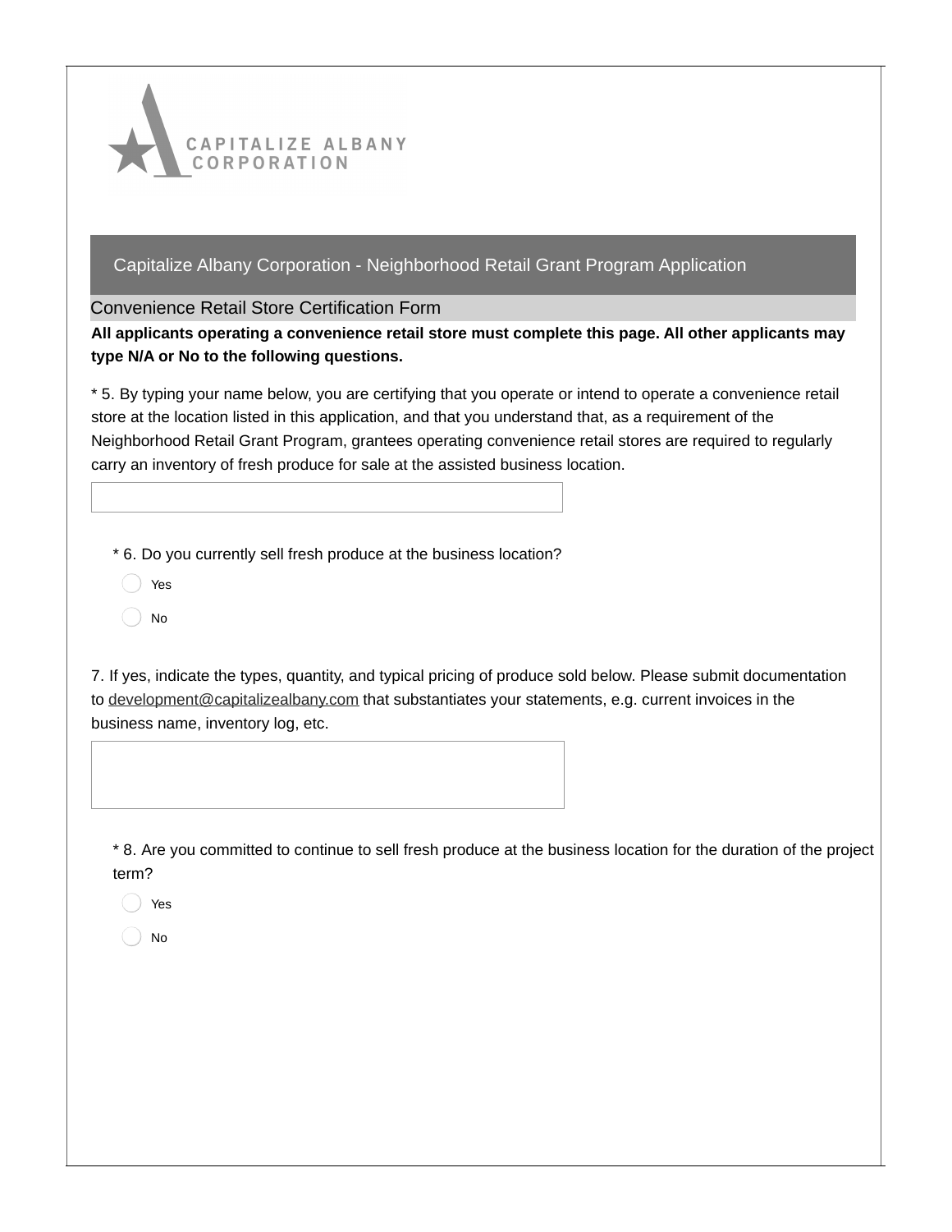CAPITALIZE ALBANY CORPORATION

## Capitalize Albany Corporation - Neighborhood Retail Grant Program Application

### Convenience Retail Store Certification Form

**All applicants operating a convenience retail store must complete this page. All other applicants may type N/A or No to the following questions.**

* 5. By typing your name below, you are certifying that you operate or intend to operate a convenience retail store at the location listed in this application, and that you understand that, as a requirement of the Neighborhood Retail Grant Program, grantees operating convenience retail stores are required to regularly carry an inventory of fresh produce for sale at the assisted business location.

* 6. Do you currently sell fresh produce at the business location?

- Yes
- No

7. If yes, indicate the types, quantity, and typical pricing of produce sold below. Please submit documentation to development@capitalizealbany.com that substantiates your statements, e.g. current invoices in the business name, inventory log, etc.

* 8. Are you committed to continue to sell fresh produce at the business location for the duration of the project term?

- Yes
- No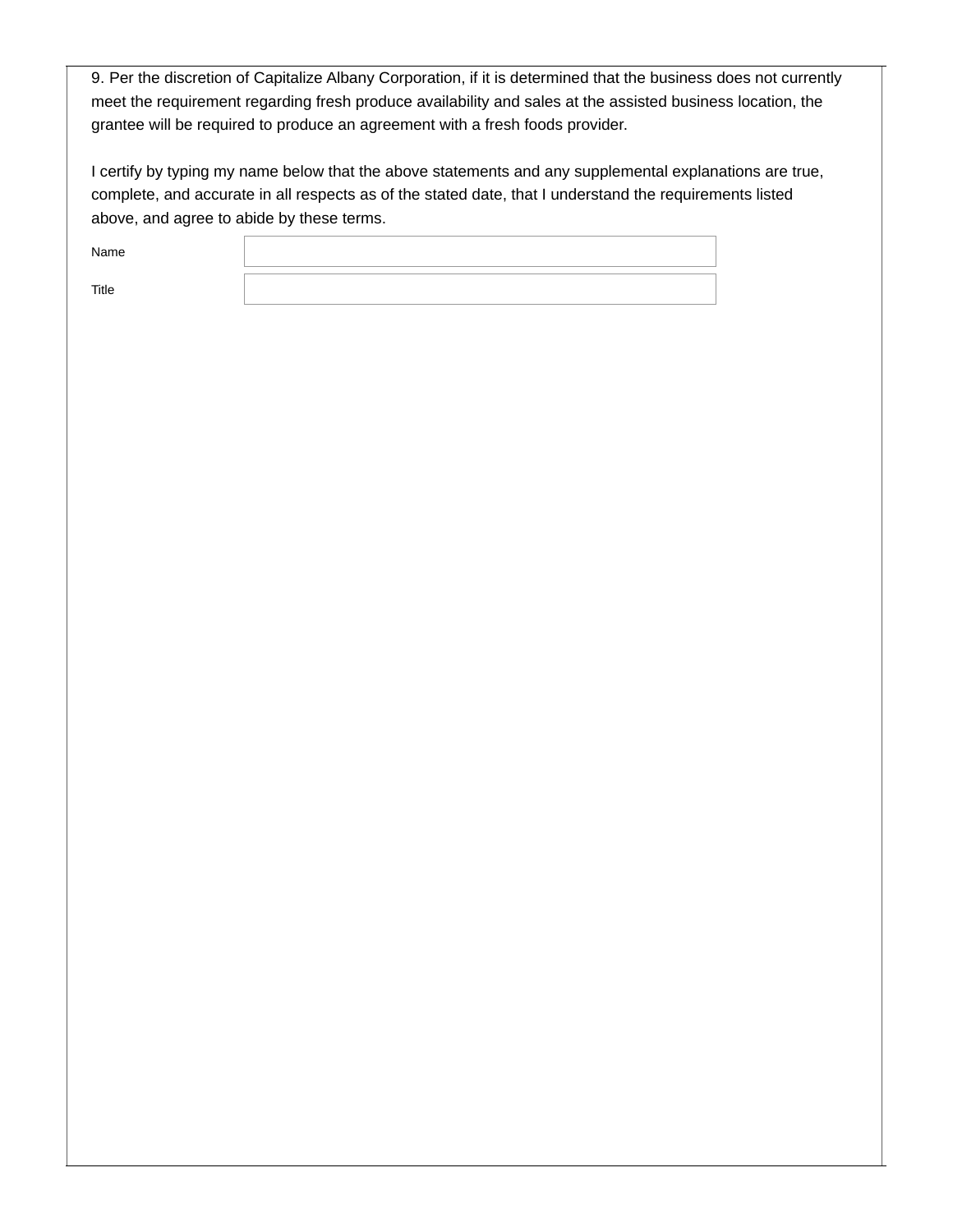9. Per the discretion of Capitalize Albany Corporation, if it is determined that the business does not currently meet the requirement regarding fresh produce availability and sales at the assisted business location, the grantee will be required to produce an agreement with a fresh foods provider.

I certify by typing my name below that the above statements and any supplemental explanations are true, complete, and accurate in all respects as of the stated date, that I understand the requirements listed above, and agree to abide by these terms.

| Name | |
| --- | --- |
| Title | |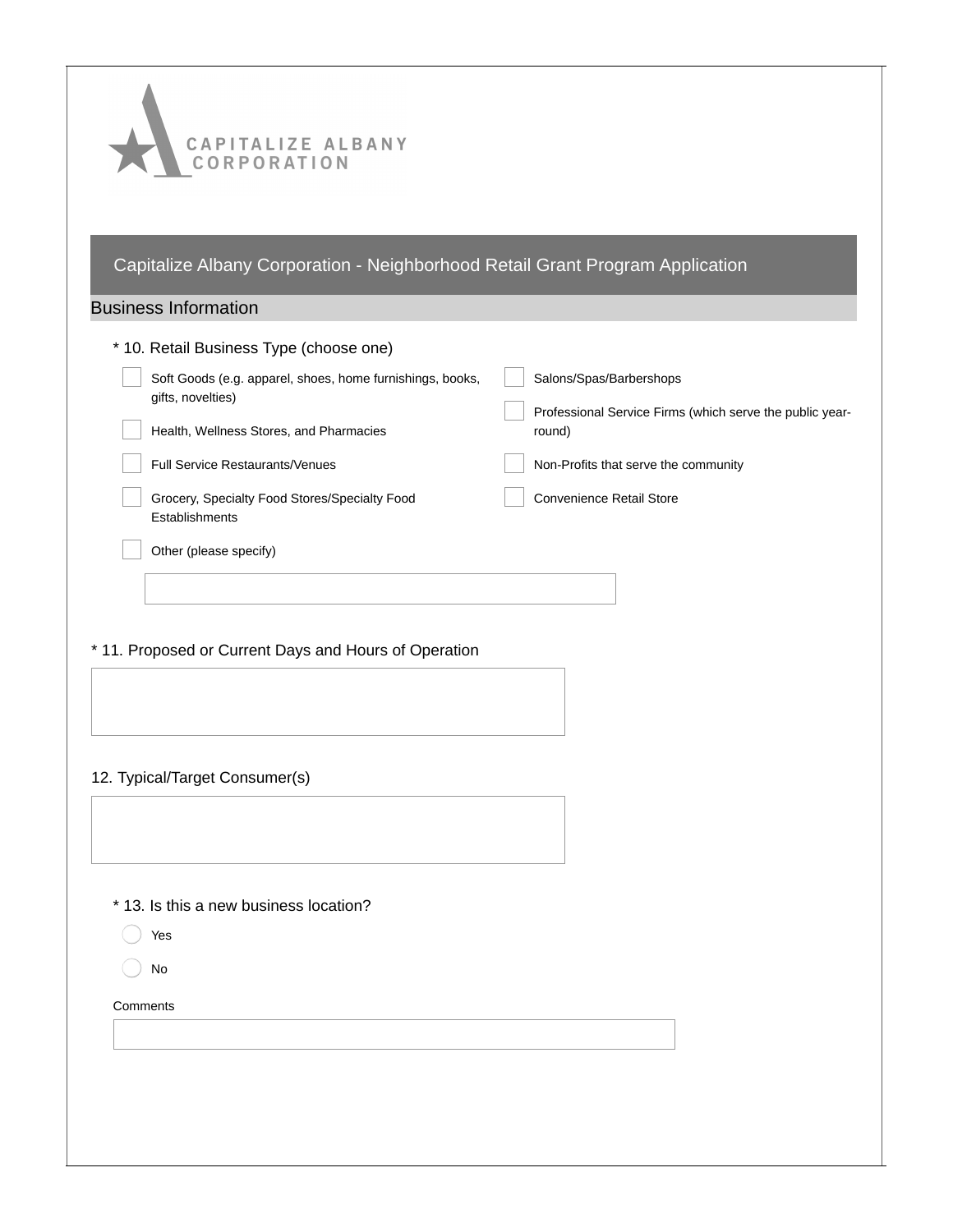CAPITALIZE ALBANY CORPORATION

# Capitalize Albany Corporation - Neighborhood Retail Grant Program Application

## Business Information

\* 10. Retail Business Type (choose one)

- [ ] Soft Goods (e.g. apparel, shoes, home furnishings, books, gifts, novelties)
- [ ] Health, Wellness Stores, and Pharmacies
- [ ] Full Service Restaurants/Venues
- [ ] Grocery, Specialty Food Stores/Specialty Food Establishments
- [ ] Salons/Spas/Barbershops
- [ ] Professional Service Firms (which serve the public year-round)
- [ ] Non-Profits that serve the community
- [ ] Convenience Retail Store
- [ ] Other (please specify)

\* 11. Proposed or Current Days and Hours of Operation

12. Typical/Target Consumer(s)

\* 13. Is this a new business location?

- ( ) Yes
- ( ) No

Comments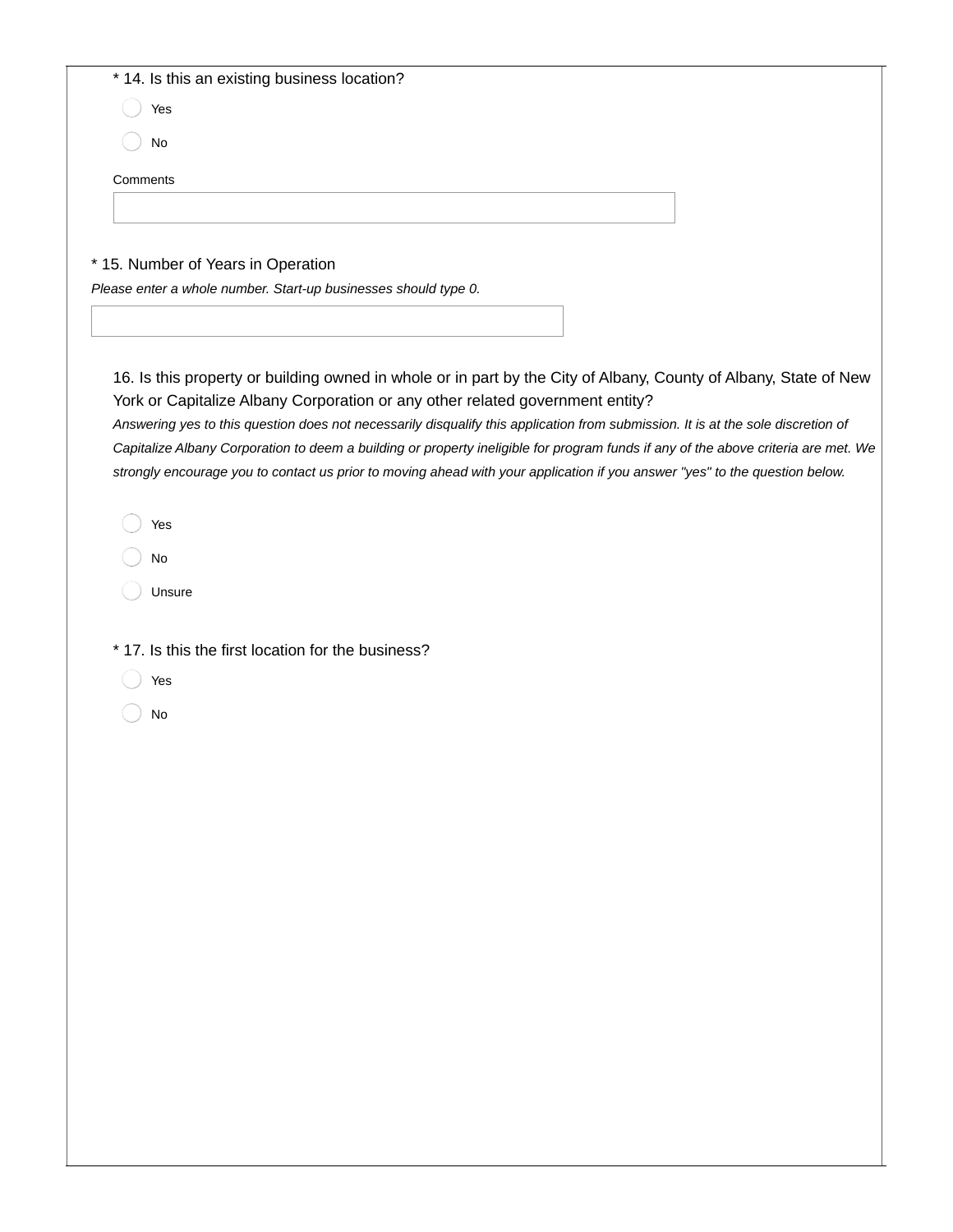* 14. Is this an existing business location?

- Yes
- No

Comments

* 15. Number of Years in Operation

*Please enter a whole number. Start-up businesses should type 0.*

16. Is this property or building owned in whole or in part by the City of Albany, County of Albany, State of New York or Capitalize Albany Corporation or any other related government entity?

*Answering yes to this question does not necessarily disqualify this application from submission. It is at the sole discretion of Capitalize Albany Corporation to deem a building or property ineligible for program funds if any of the above criteria are met. We strongly encourage you to contact us prior to moving ahead with your application if you answer "yes" to the question below.*

- Yes
- No
- Unsure

* 17. Is this the first location for the business?

- Yes
- No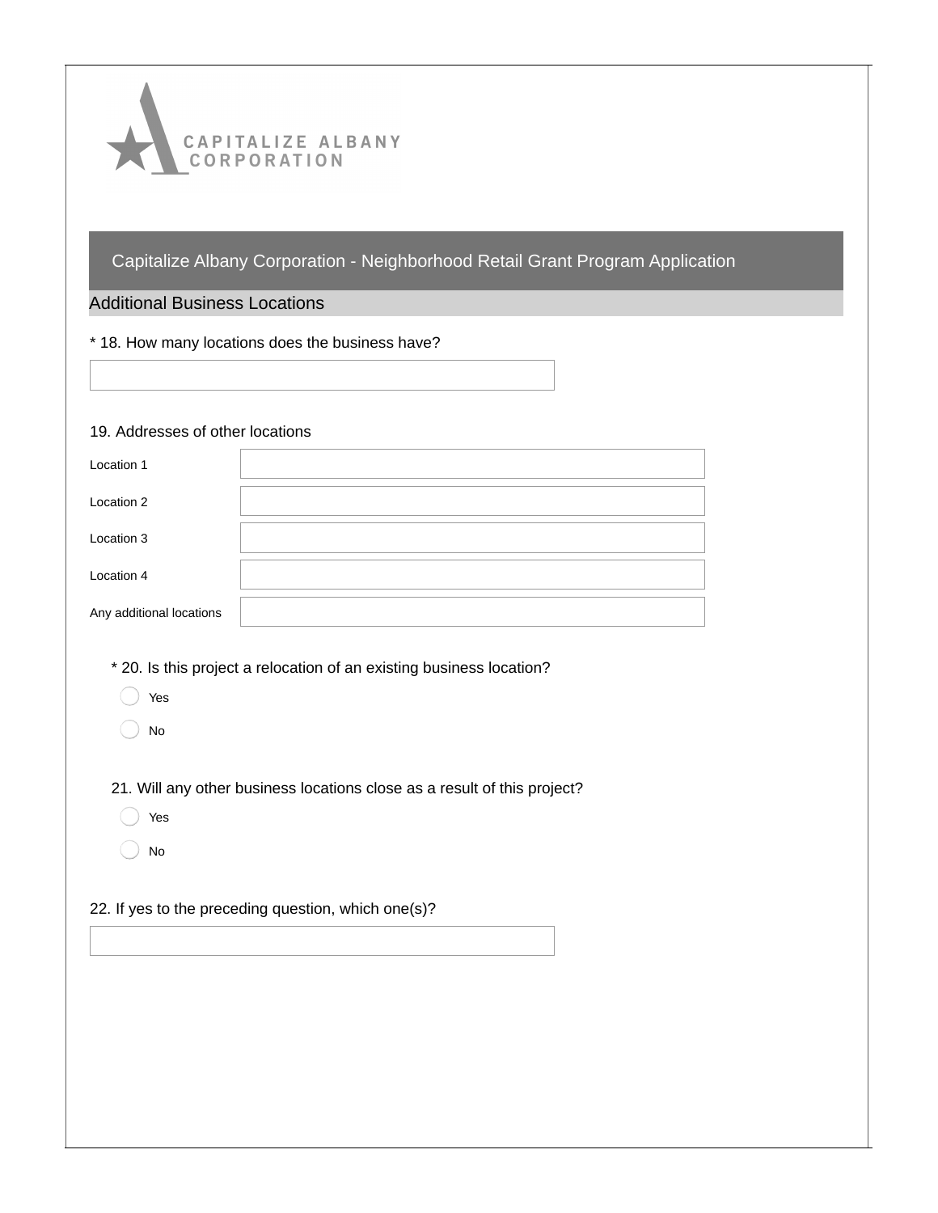CAPITALIZE ALBANY CORPORATION

# Capitalize Albany Corporation - Neighborhood Retail Grant Program Application

## Additional Business Locations

* 18. How many locations does the business have?

19. Addresses of other locations

Location 1

Location 2

Location 3

Location 4

Any additional locations

* 20. Is this project a relocation of an existing business location?

- Yes
- No

21. Will any other business locations close as a result of this project?

- Yes
- No

22. If yes to the preceding question, which one(s)?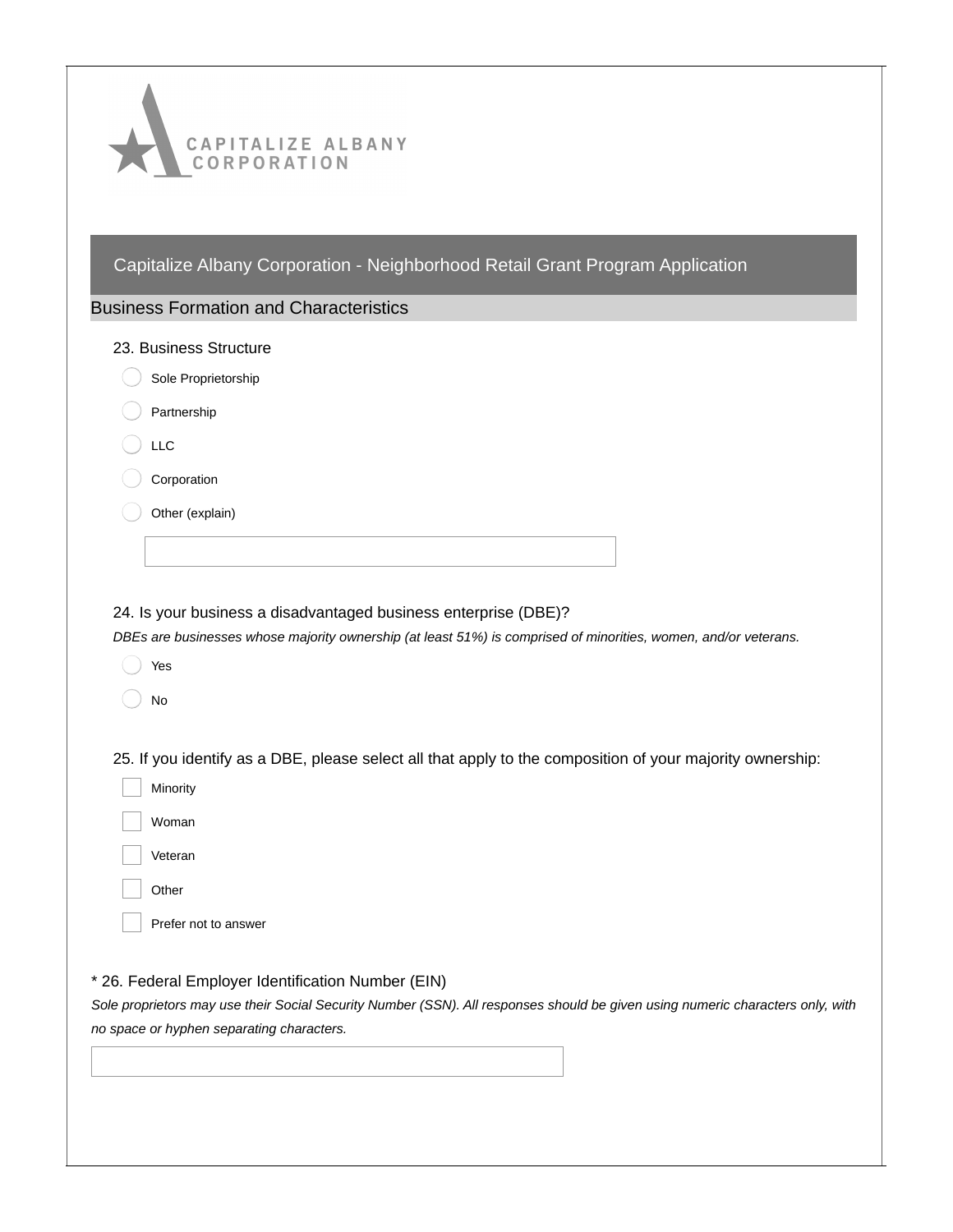# Capitalize Albany Corporation - Neighborhood Retail Grant Program Application

## Business Formation and Characteristics

23. Business Structure

- ◯ Sole Proprietorship
- ◯ Partnership
- ◯ LLC
- ◯ Corporation
- ◯ Other (explain)

24. Is your business a disadvantaged business enterprise (DBE)?

*DBEs are businesses whose majority ownership (at least 51%) is comprised of minorities, women, and/or veterans.*

- ◯ Yes
- ◯ No

25. If you identify as a DBE, please select all that apply to the composition of your majority ownership:

- [ ] Minority
- [ ] Woman
- [ ] Veteran
- [ ] Other
- [ ] Prefer not to answer

* 26. Federal Employer Identification Number (EIN)

*Sole proprietors may use their Social Security Number (SSN). All responses should be given using numeric characters only, with no space or hyphen separating characters.*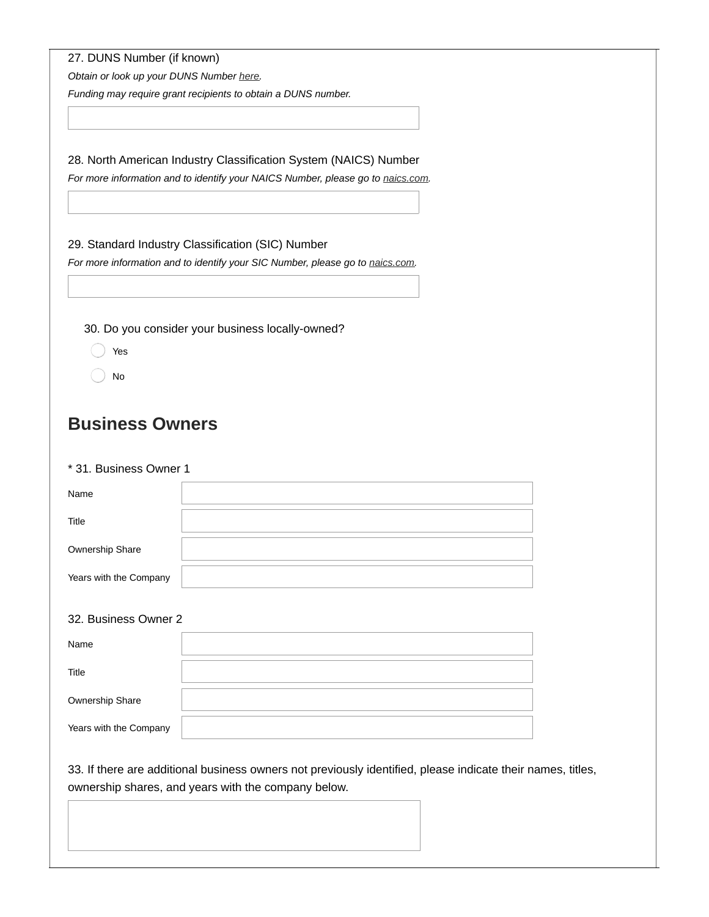27. DUNS Number (if known)

*Obtain or look up your DUNS Number here.*

*Funding may require grant recipients to obtain a DUNS number.*

28. North American Industry Classification System (NAICS) Number

*For more information and to identify your NAICS Number, please go to naics.com.*

29. Standard Industry Classification (SIC) Number

*For more information and to identify your SIC Number, please go to naics.com.*

30. Do you consider your business locally-owned?

- Yes
- No

## Business Owners

* 31. Business Owner 1

| | |
|---|---|
| Name | |
| Title | |
| Ownership Share | |
| Years with the Company | |

32. Business Owner 2

| | |
|---|---|
| Name | |
| Title | |
| Ownership Share | |
| Years with the Company | |

33. If there are additional business owners not previously identified, please indicate their names, titles, ownership shares, and years with the company below.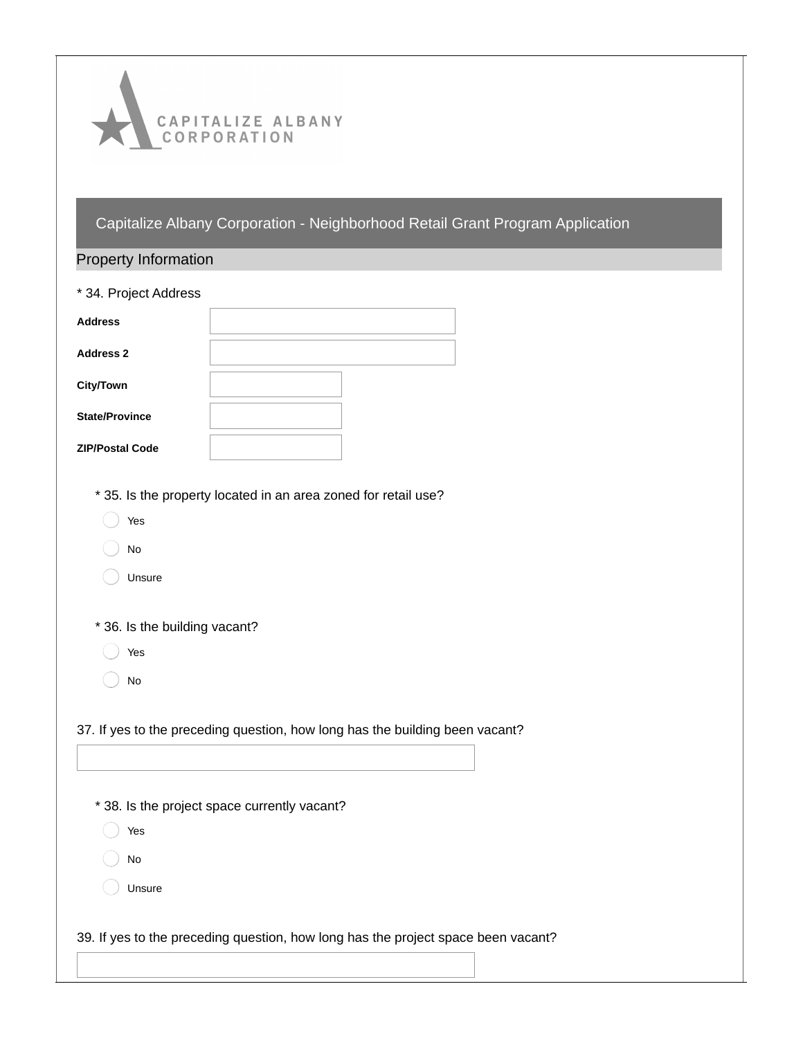CAPITALIZE ALBANY CORPORATION

## Capitalize Albany Corporation - Neighborhood Retail Grant Program Application

### Property Information

* 34. Project Address

**Address**

**Address 2**

**City/Town**

**State/Province**

**ZIP/Postal Code**

* 35. Is the property located in an area zoned for retail use?

- Yes
- No
- Unsure

* 36. Is the building vacant?

- Yes
- No

37. If yes to the preceding question, how long has the building been vacant?

* 38. Is the project space currently vacant?

- Yes
- No
- Unsure

39. If yes to the preceding question, how long has the project space been vacant?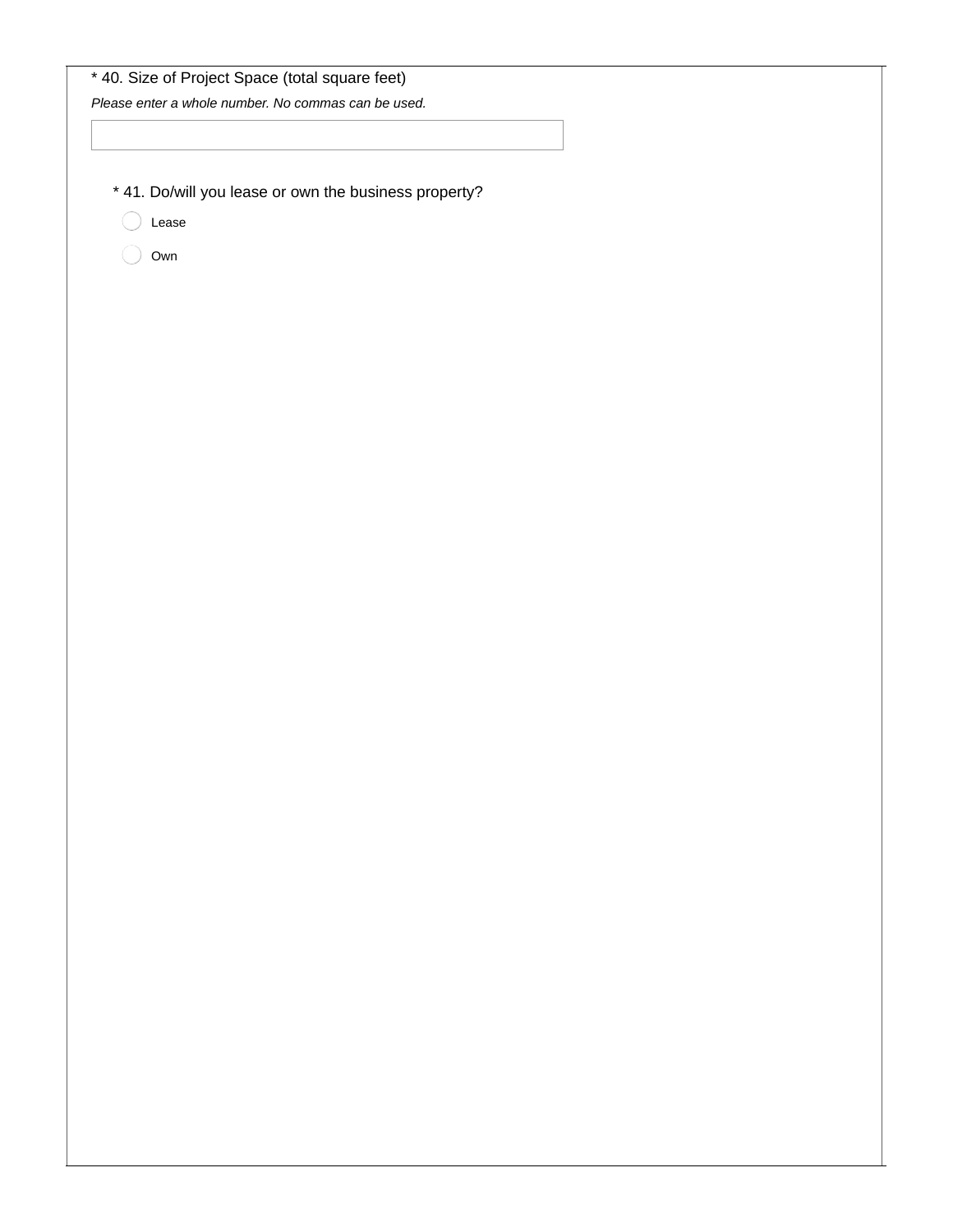* 40. Size of Project Space (total square feet)

*Please enter a whole number. No commas can be used.*

* 41. Do/will you lease or own the business property?

- ○ Lease
- ○ Own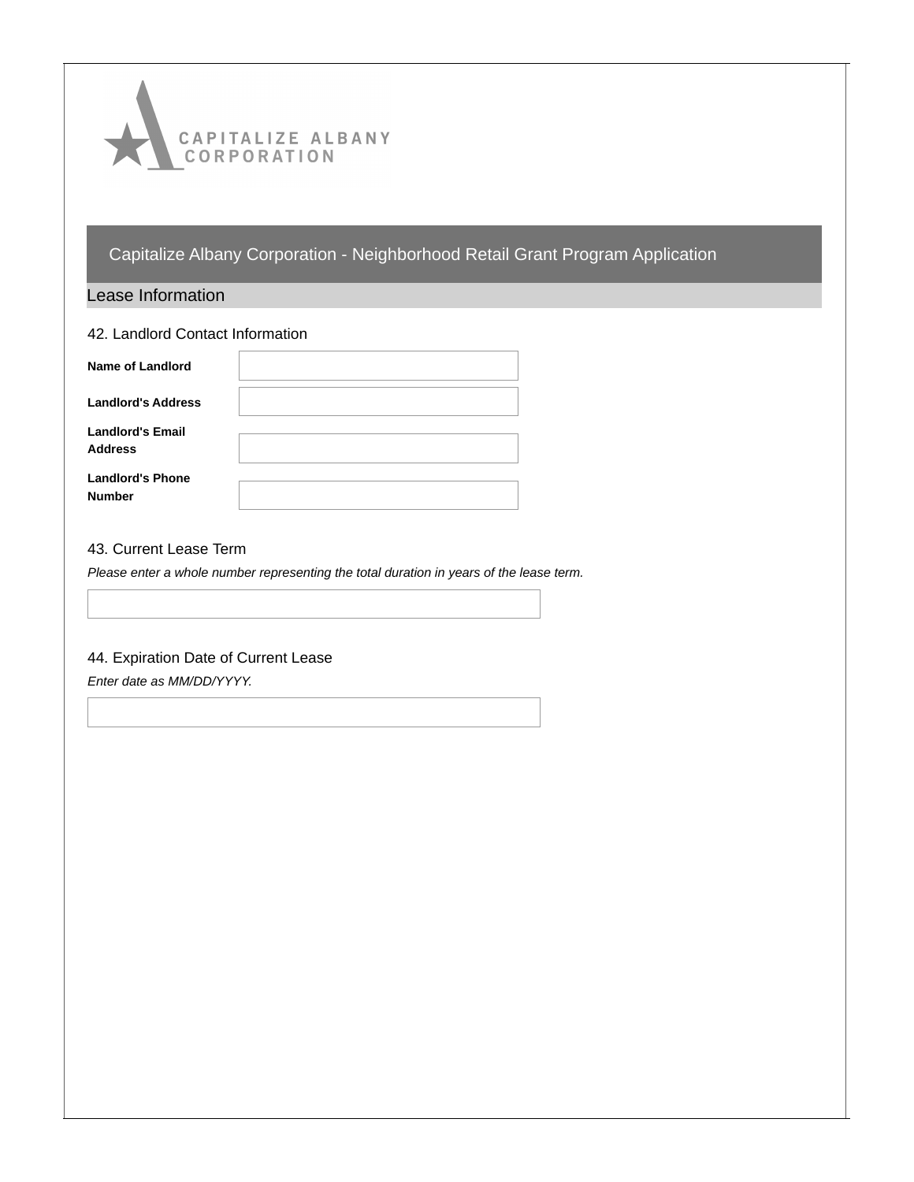# Capitalize Albany Corporation - Neighborhood Retail Grant Program Application

## Lease Information

### 42. Landlord Contact Information

| | |
|---|---|
| **Name of Landlord** | |
| **Landlord's Address** | |
| **Landlord's Email Address** | |
| **Landlord's Phone Number** | |

### 43. Current Lease Term

*Please enter a whole number representing the total duration in years of the lease term.*

### 44. Expiration Date of Current Lease

*Enter date as MM/DD/YYYY.*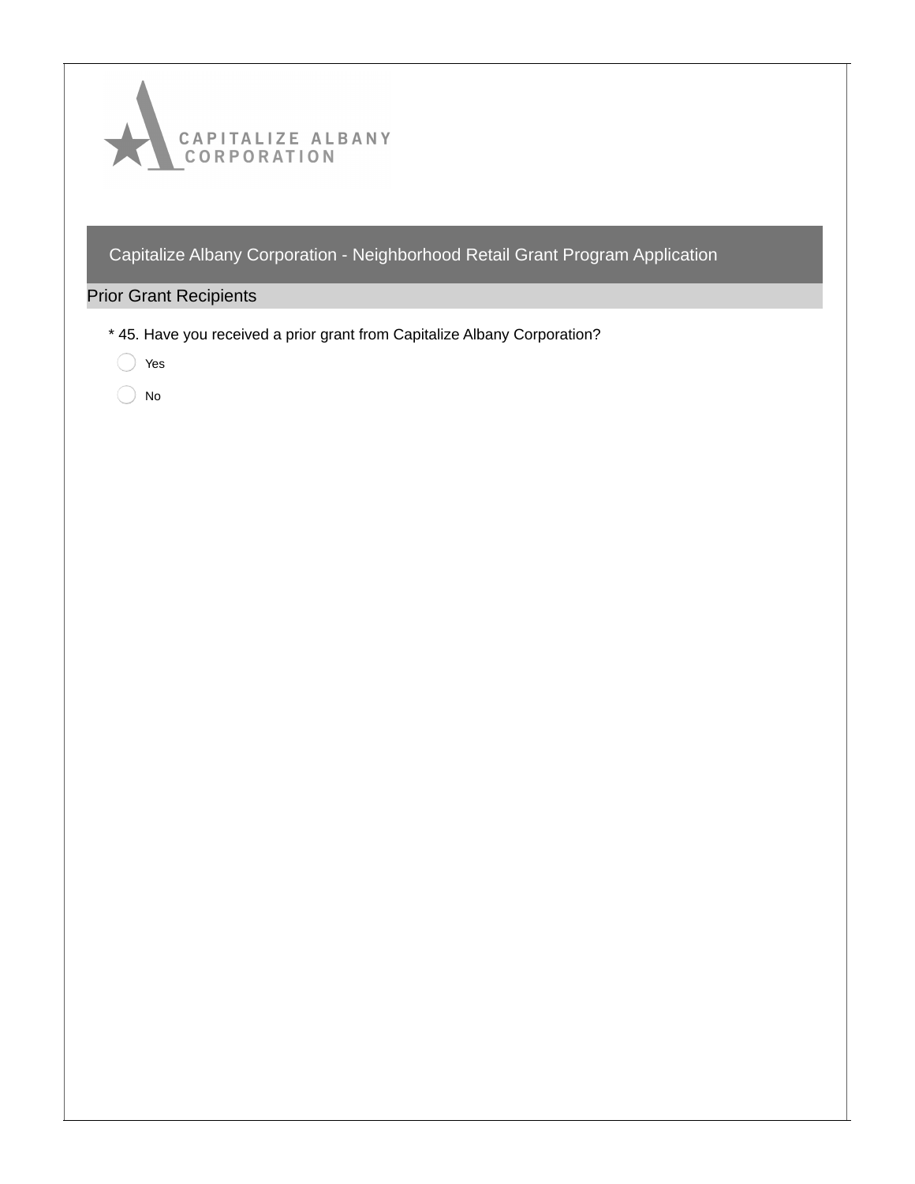CAPITALIZE ALBANY CORPORATION

## Capitalize Albany Corporation - Neighborhood Retail Grant Program Application

### Prior Grant Recipients

* 45. Have you received a prior grant from Capitalize Albany Corporation?

◯ Yes

◯ No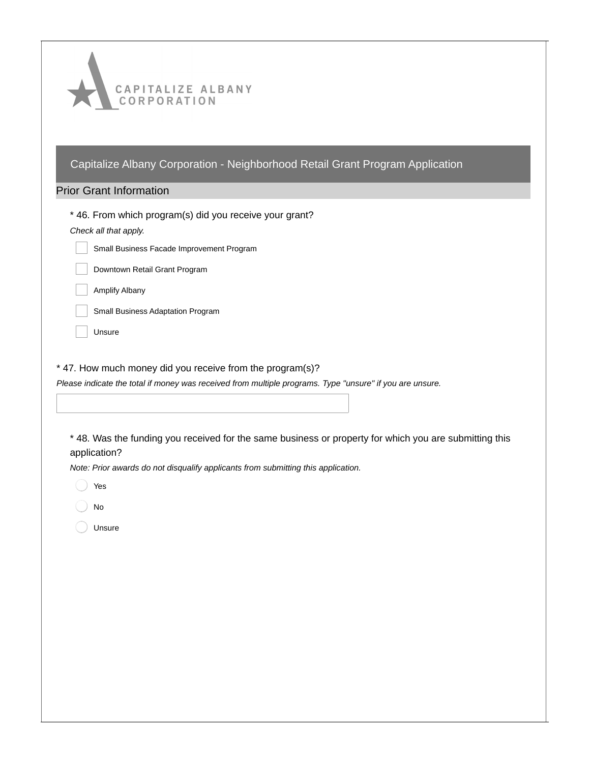CAPITALIZE ALBANY CORPORATION

# Capitalize Albany Corporation - Neighborhood Retail Grant Program Application

## Prior Grant Information

* 46. From which program(s) did you receive your grant?

*Check all that apply.*

- [ ] Small Business Facade Improvement Program
- [ ] Downtown Retail Grant Program
- [ ] Amplify Albany
- [ ] Small Business Adaptation Program
- [ ] Unsure

* 47. How much money did you receive from the program(s)?

*Please indicate the total if money was received from multiple programs. Type "unsure" if you are unsure.*

\_\_\_\_\_\_\_\_\_\_\_\_\_\_\_\_\_\_\_\_\_\_\_\_\_\_\_\_\_\_\_\_\_\_\_\_

* 48. Was the funding you received for the same business or property for which you are submitting this application?

*Note: Prior awards do not disqualify applicants from submitting this application.*

- ( ) Yes
- ( ) No
- ( ) Unsure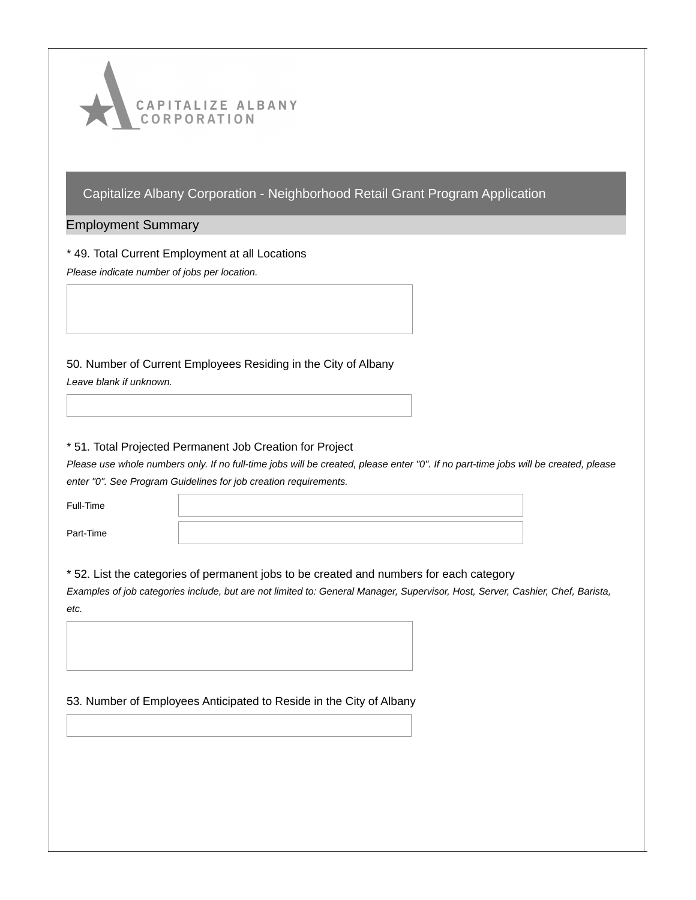# Capitalize Albany Corporation - Neighborhood Retail Grant Program Application

## Employment Summary

\* 49. Total Current Employment at all Locations

*Please indicate number of jobs per location.*

50. Number of Current Employees Residing in the City of Albany

*Leave blank if unknown.*

\* 51. Total Projected Permanent Job Creation for Project

*Please use whole numbers only. If no full-time jobs will be created, please enter "0". If no part-time jobs will be created, please enter "0". See Program Guidelines for job creation requirements.*

Full-Time

Part-Time

\* 52. List the categories of permanent jobs to be created and numbers for each category

*Examples of job categories include, but are not limited to: General Manager, Supervisor, Host, Server, Cashier, Chef, Barista, etc.*

53. Number of Employees Anticipated to Reside in the City of Albany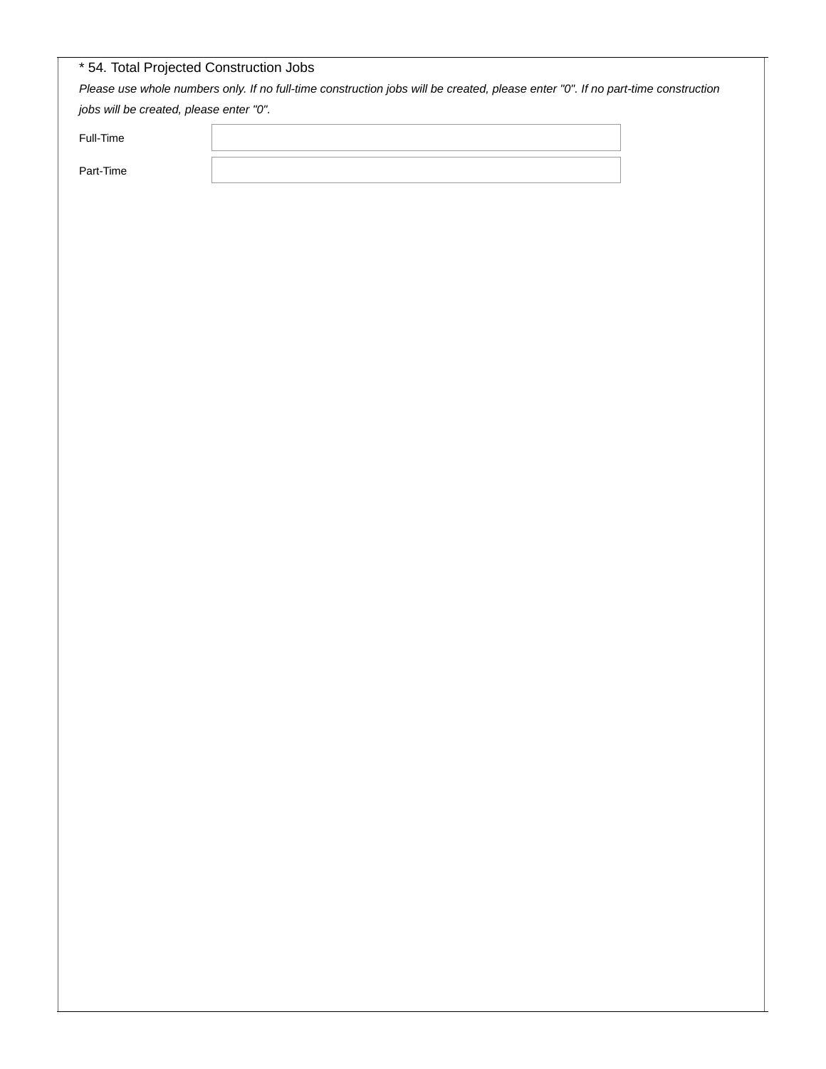* 54. Total Projected Construction Jobs

*Please use whole numbers only. If no full-time construction jobs will be created, please enter "0". If no part-time construction jobs will be created, please enter "0".*

| | |
|---|---|
| Full-Time | |
| Part-Time | |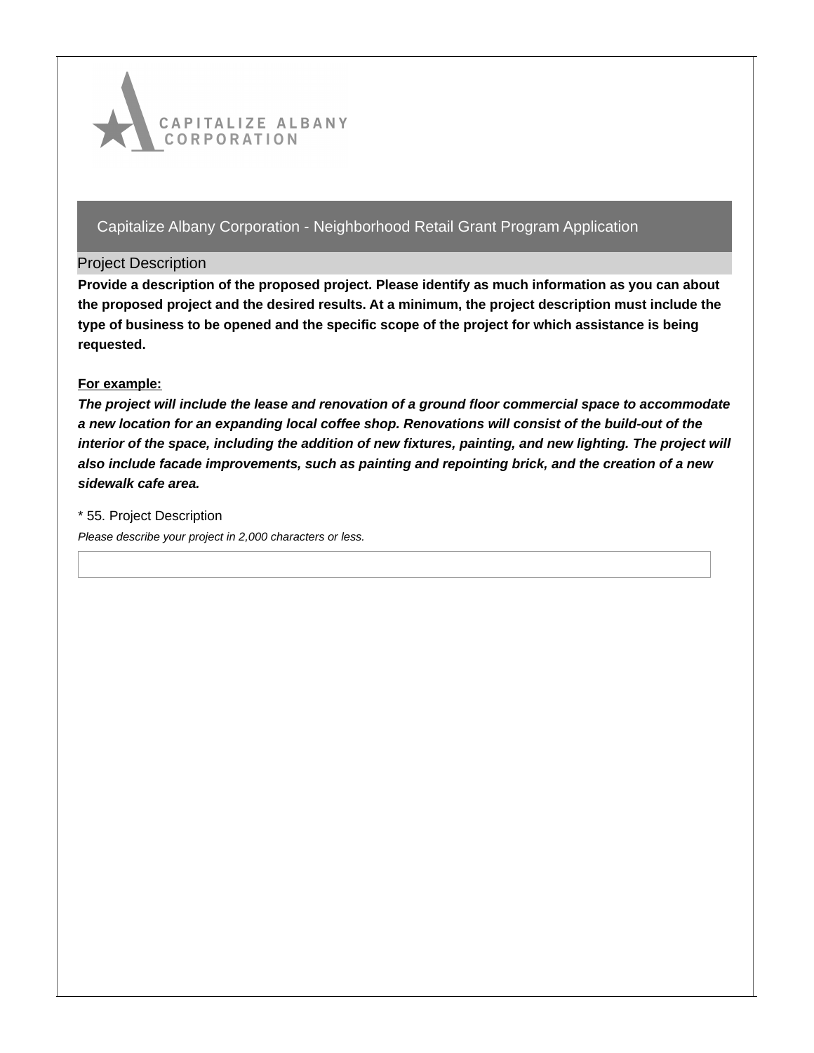CAPITALIZE ALBANY CORPORATION

# Capitalize Albany Corporation - Neighborhood Retail Grant Program Application

## Project Description

**Provide a description of the proposed project. Please identify as much information as you can about the proposed project and the desired results. At a minimum, the project description must include the type of business to be opened and the specific scope of the project for which assistance is being requested.**

**For example:**

***The project will include the lease and renovation of a ground floor commercial space to accommodate a new location for an expanding local coffee shop. Renovations will consist of the build-out of the interior of the space, including the addition of new fixtures, painting, and new lighting. The project will also include facade improvements, such as painting and repointing brick, and the creation of a new sidewalk cafe area.***

\* 55. Project Description

*Please describe your project in 2,000 characters or less.*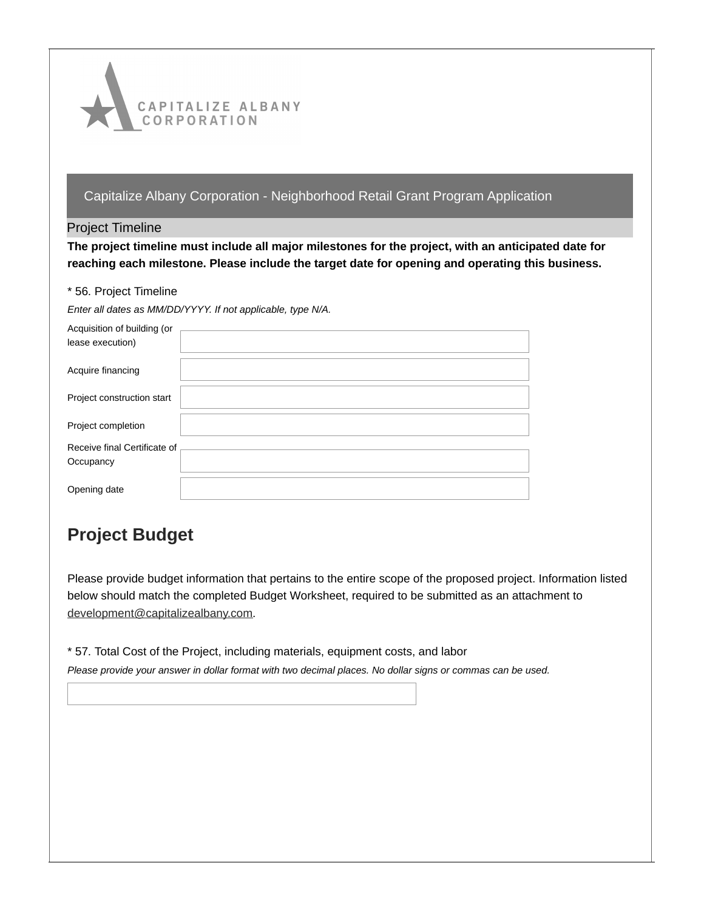Capitalize Albany Corporation - Neighborhood Retail Grant Program Application

## Project Timeline

**The project timeline must include all major milestones for the project, with an anticipated date for reaching each milestone. Please include the target date for opening and operating this business.**

* 56. Project Timeline

*Enter all dates as MM/DD/YYYY. If not applicable, type N/A.*

| | |
|---|---|
| Acquisition of building (or lease execution) | |
| Acquire financing | |
| Project construction start | |
| Project completion | |
| Receive final Certificate of Occupancy | |
| Opening date | |

# Project Budget

Please provide budget information that pertains to the entire scope of the proposed project. Information listed below should match the completed Budget Worksheet, required to be submitted as an attachment to development@capitalizealbany.com.

* 57. Total Cost of the Project, including materials, equipment costs, and labor

*Please provide your answer in dollar format with two decimal places. No dollar signs or commas can be used.*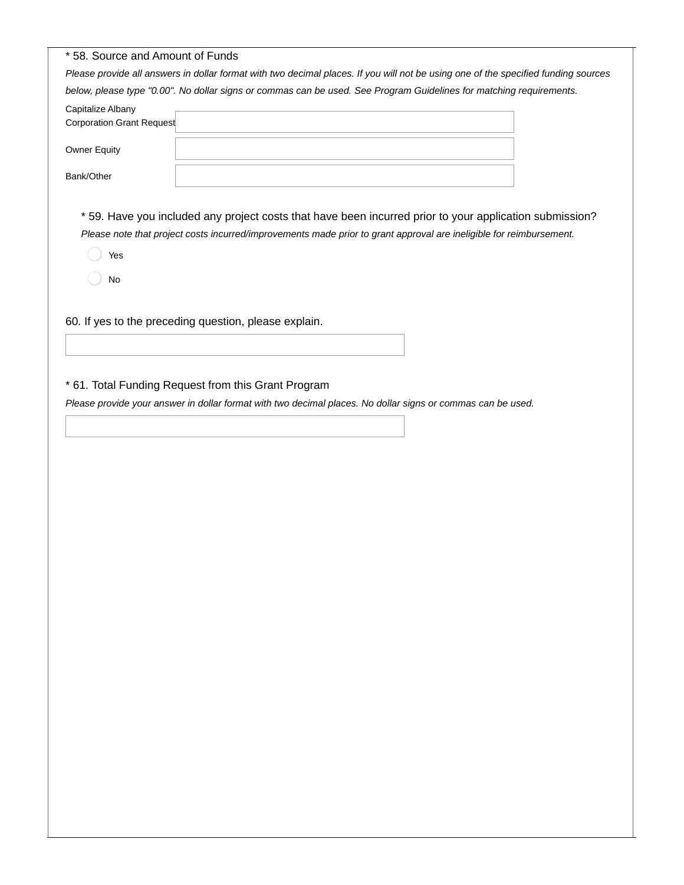\* 58. Source and Amount of Funds

*Please provide all answers in dollar format with two decimal places. If you will not be using one of the specified funding sources below, please type "0.00". No dollar signs or commas can be used. See Program Guidelines for matching requirements.*

Capitalize Albany Corporation Grant Request

Owner Equity

Bank/Other

\* 59. Have you included any project costs that have been incurred prior to your application submission?

*Please note that project costs incurred/improvements made prior to grant approval are ineligible for reimbursement.*

- Yes
- No

60. If yes to the preceding question, please explain.

\* 61. Total Funding Request from this Grant Program

*Please provide your answer in dollar format with two decimal places. No dollar signs or commas can be used.*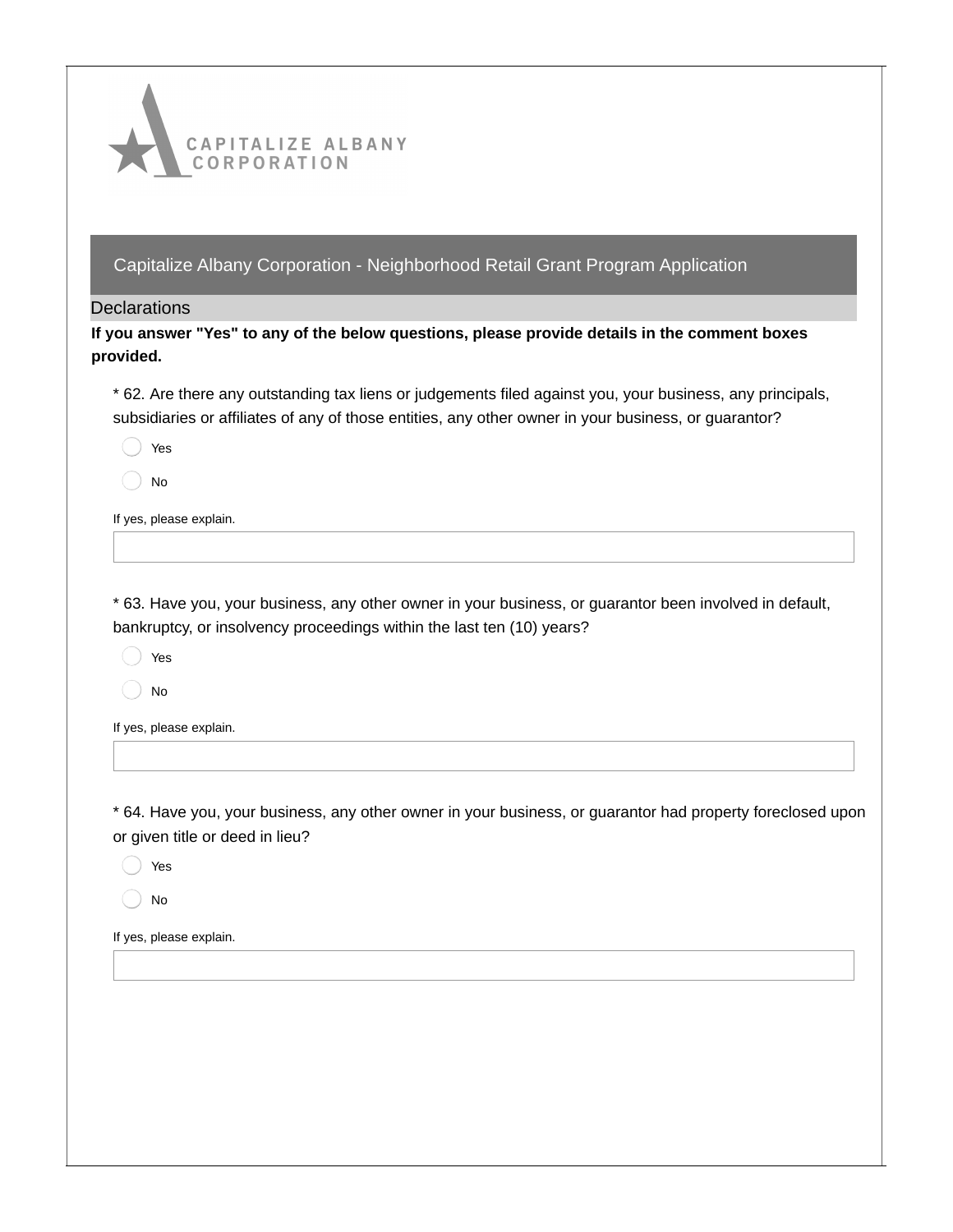CAPITALIZE ALBANY CORPORATION

## Capitalize Albany Corporation - Neighborhood Retail Grant Program Application

### Declarations

**If you answer "Yes" to any of the below questions, please provide details in the comment boxes provided.**

* 62. Are there any outstanding tax liens or judgements filed against you, your business, any principals, subsidiaries or affiliates of any of those entities, any other owner in your business, or guarantor?

- Yes
- No

If yes, please explain.

* 63. Have you, your business, any other owner in your business, or guarantor been involved in default, bankruptcy, or insolvency proceedings within the last ten (10) years?

- Yes
- No

If yes, please explain.

* 64. Have you, your business, any other owner in your business, or guarantor had property foreclosed upon or given title or deed in lieu?

- Yes
- No

If yes, please explain.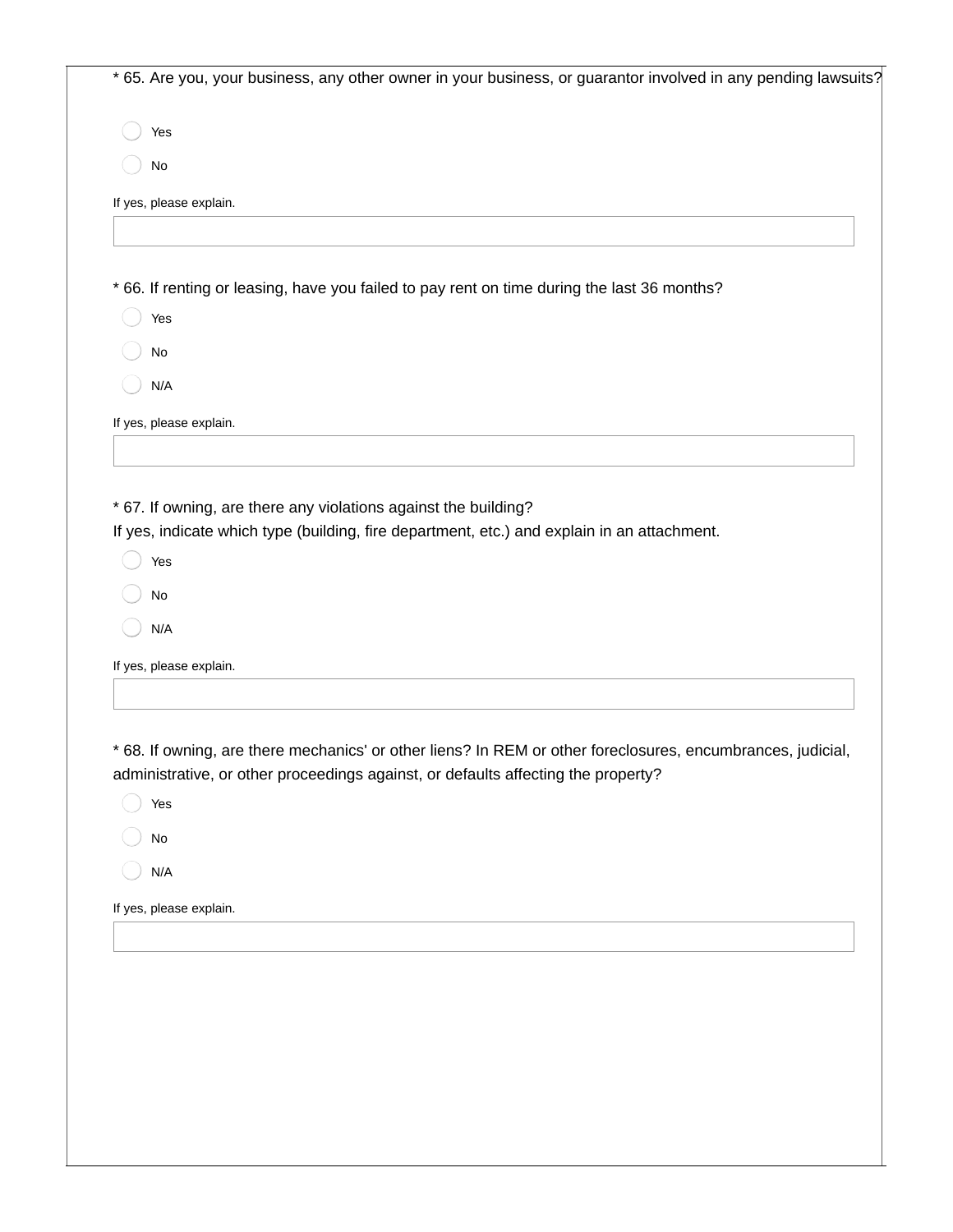* 65. Are you, your business, any other owner in your business, or guarantor involved in any pending lawsuits?

- Yes
- No

If yes, please explain.

* 66. If renting or leasing, have you failed to pay rent on time during the last 36 months?

- Yes
- No
- N/A

If yes, please explain.

* 67. If owning, are there any violations against the building?
If yes, indicate which type (building, fire department, etc.) and explain in an attachment.

- Yes
- No
- N/A

If yes, please explain.

* 68. If owning, are there mechanics' or other liens? In REM or other foreclosures, encumbrances, judicial, administrative, or other proceedings against, or defaults affecting the property?

- Yes
- No
- N/A

If yes, please explain.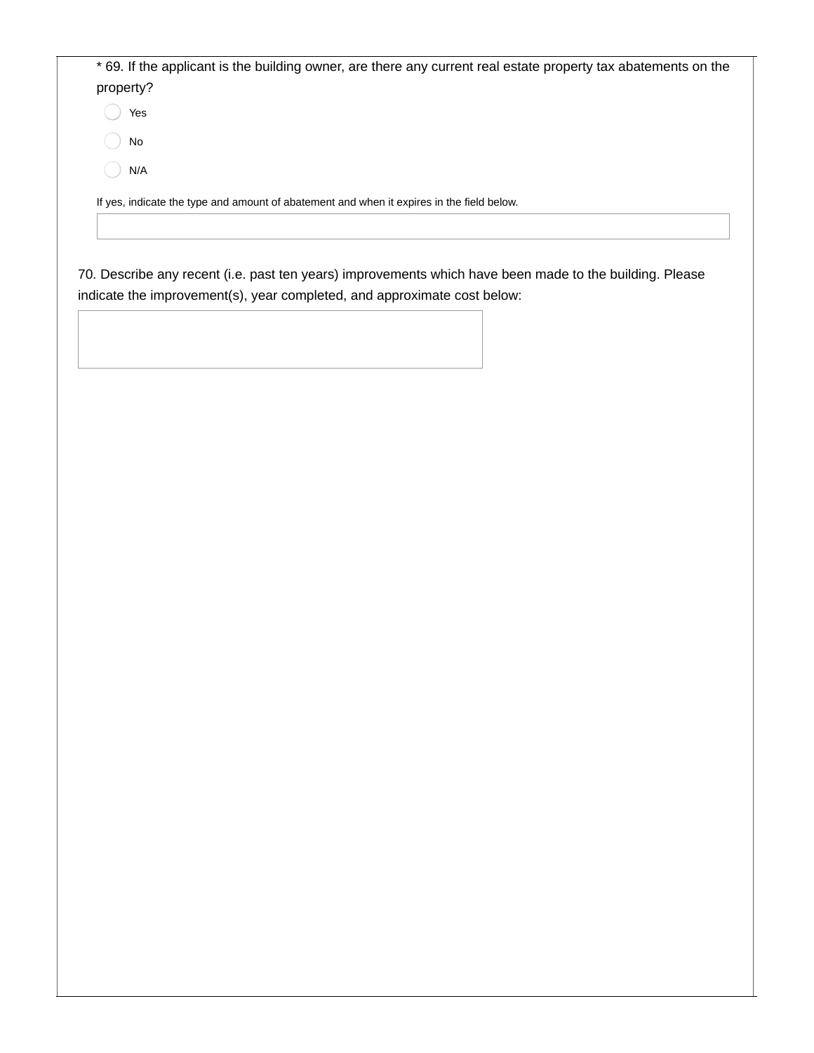* 69. If the applicant is the building owner, are there any current real estate property tax abatements on the property?

- Yes
- No
- N/A

If yes, indicate the type and amount of abatement and when it expires in the field below.

70. Describe any recent (i.e. past ten years) improvements which have been made to the building. Please indicate the improvement(s), year completed, and approximate cost below: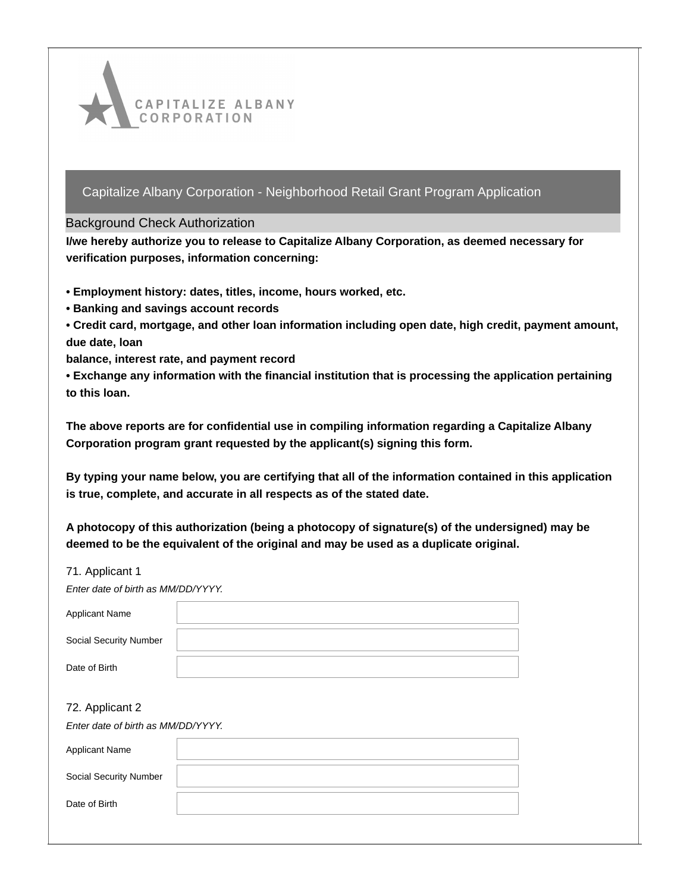CAPITALIZE ALBANY CORPORATION

## Capitalize Albany Corporation - Neighborhood Retail Grant Program Application

### Background Check Authorization

**I/we hereby authorize you to release to Capitalize Albany Corporation, as deemed necessary for verification purposes, information concerning:**

- **Employment history: dates, titles, income, hours worked, etc.**
- **Banking and savings account records**
- **Credit card, mortgage, and other loan information including open date, high credit, payment amount, due date, loan balance, interest rate, and payment record**
- **Exchange any information with the financial institution that is processing the application pertaining to this loan.**

**The above reports are for confidential use in compiling information regarding a Capitalize Albany Corporation program grant requested by the applicant(s) signing this form.**

**By typing your name below, you are certifying that all of the information contained in this application is true, complete, and accurate in all respects as of the stated date.**

**A photocopy of this authorization (being a photocopy of signature(s) of the undersigned) may be deemed to be the equivalent of the original and may be used as a duplicate original.**

71. Applicant 1

*Enter date of birth as MM/DD/YYYY.*

| | |
|---|---|
| Applicant Name | |
| Social Security Number | |
| Date of Birth | |

72. Applicant 2

*Enter date of birth as MM/DD/YYYY.*

| | |
|---|---|
| Applicant Name | |
| Social Security Number | |
| Date of Birth | |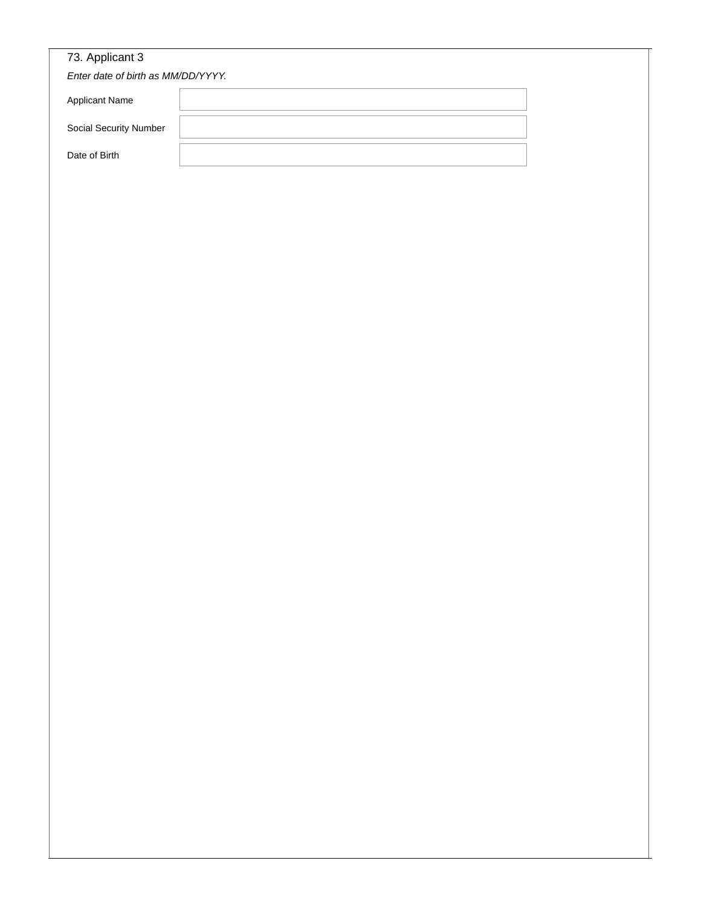73. Applicant 3

*Enter date of birth as MM/DD/YYYY.*

| Applicant Name | |
| --- | --- |
| Social Security Number | |
| Date of Birth | |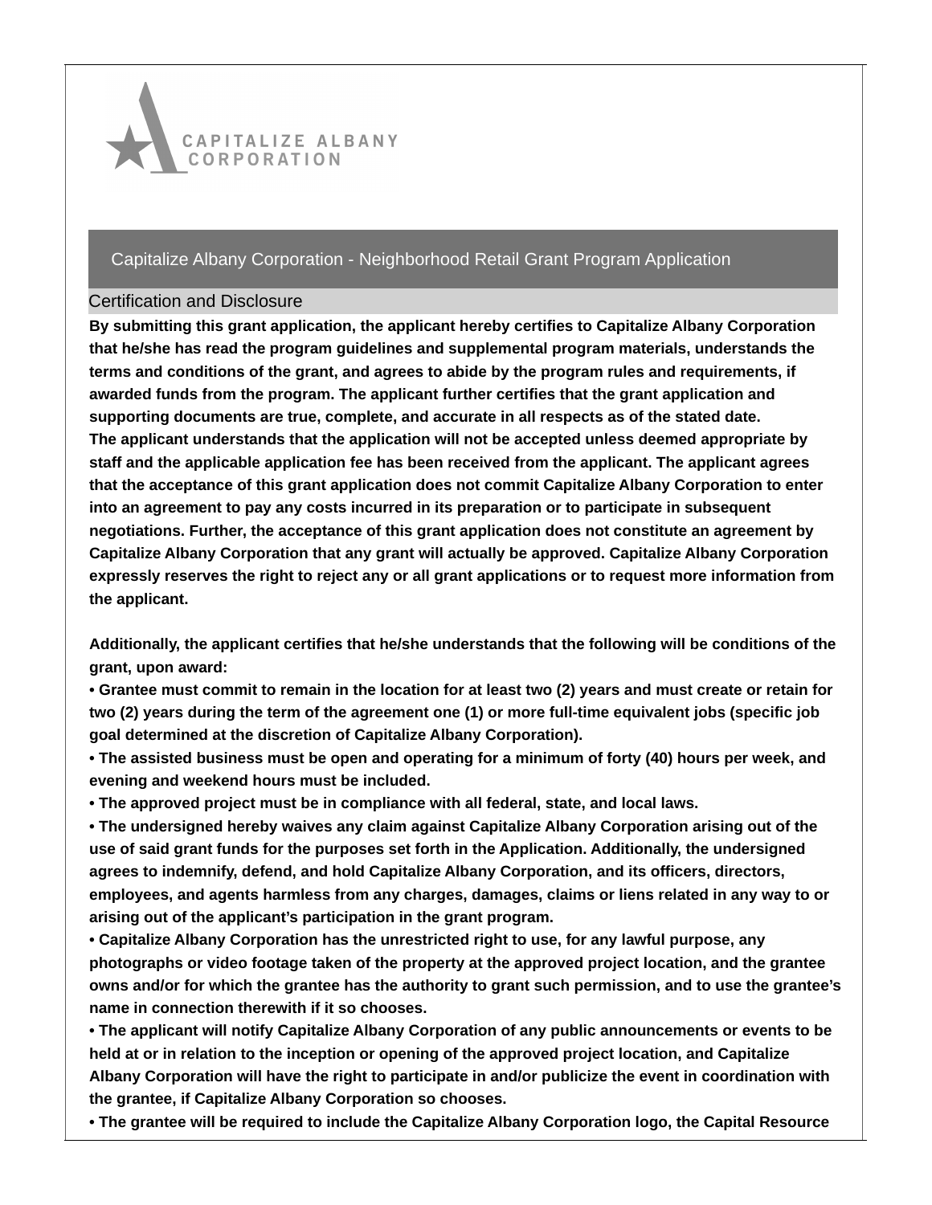CAPITALIZE ALBANY CORPORATION

## Capitalize Albany Corporation - Neighborhood Retail Grant Program Application

### Certification and Disclosure

**By submitting this grant application, the applicant hereby certifies to Capitalize Albany Corporation that he/she has read the program guidelines and supplemental program materials, understands the terms and conditions of the grant, and agrees to abide by the program rules and requirements, if awarded funds from the program. The applicant further certifies that the grant application and supporting documents are true, complete, and accurate in all respects as of the stated date.**
**The applicant understands that the application will not be accepted unless deemed appropriate by staff and the applicable application fee has been received from the applicant. The applicant agrees that the acceptance of this grant application does not commit Capitalize Albany Corporation to enter into an agreement to pay any costs incurred in its preparation or to participate in subsequent negotiations. Further, the acceptance of this grant application does not constitute an agreement by Capitalize Albany Corporation that any grant will actually be approved. Capitalize Albany Corporation expressly reserves the right to reject any or all grant applications or to request more information from the applicant.**

**Additionally, the applicant certifies that he/she understands that the following will be conditions of the grant, upon award:**

- **Grantee must commit to remain in the location for at least two (2) years and must create or retain for two (2) years during the term of the agreement one (1) or more full-time equivalent jobs (specific job goal determined at the discretion of Capitalize Albany Corporation).**
- **The assisted business must be open and operating for a minimum of forty (40) hours per week, and evening and weekend hours must be included.**
- **The approved project must be in compliance with all federal, state, and local laws.**
- **The undersigned hereby waives any claim against Capitalize Albany Corporation arising out of the use of said grant funds for the purposes set forth in the Application. Additionally, the undersigned agrees to indemnify, defend, and hold Capitalize Albany Corporation, and its officers, directors, employees, and agents harmless from any charges, damages, claims or liens related in any way to or arising out of the applicant's participation in the grant program.**
- **Capitalize Albany Corporation has the unrestricted right to use, for any lawful purpose, any photographs or video footage taken of the property at the approved project location, and the grantee owns and/or for which the grantee has the authority to grant such permission, and to use the grantee's name in connection therewith if it so chooses.**
- **The applicant will notify Capitalize Albany Corporation of any public announcements or events to be held at or in relation to the inception or opening of the approved project location, and Capitalize Albany Corporation will have the right to participate in and/or publicize the event in coordination with the grantee, if Capitalize Albany Corporation so chooses.**
- **The grantee will be required to include the Capitalize Albany Corporation logo, the Capital Resource**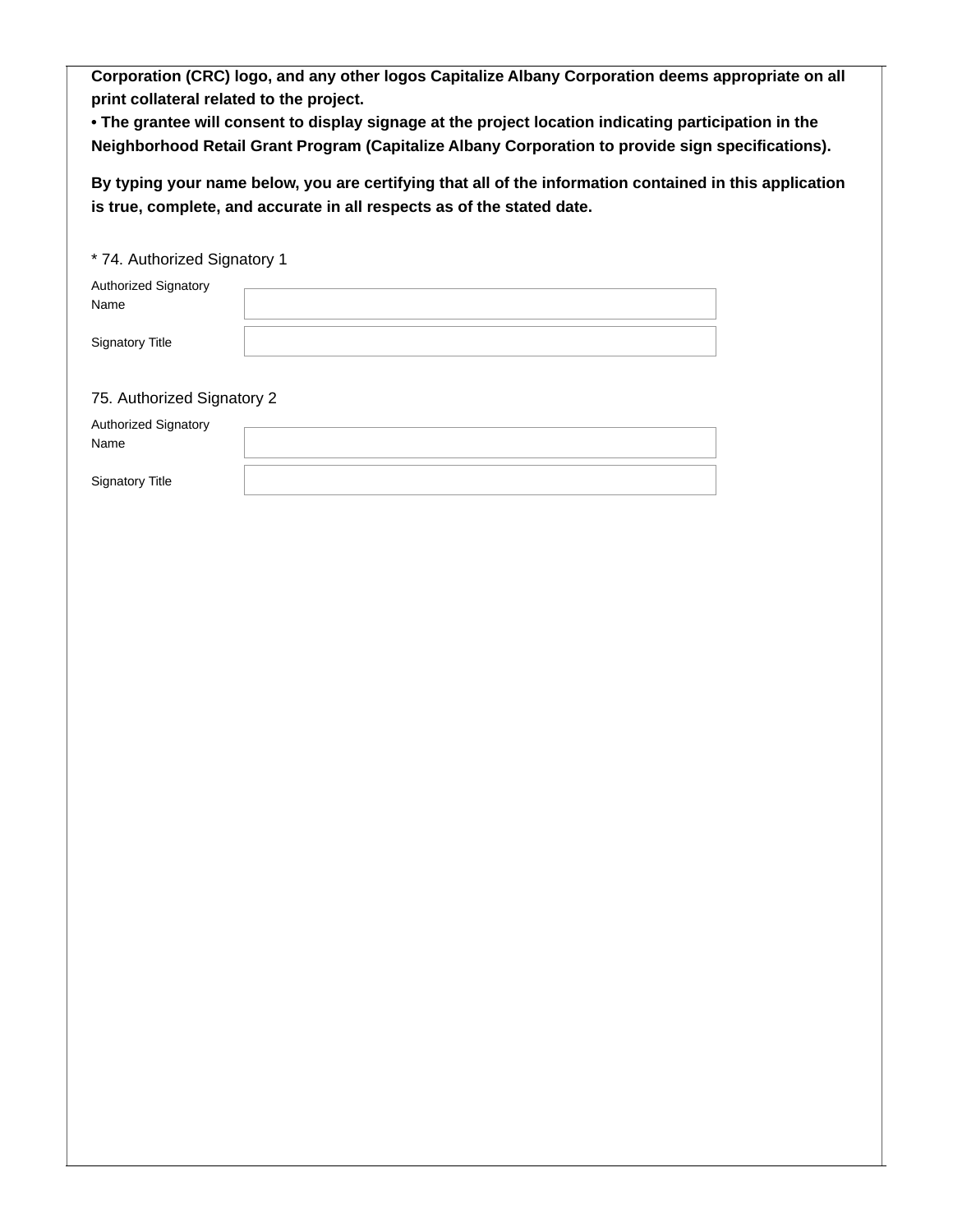**Corporation (CRC) logo, and any other logos Capitalize Albany Corporation deems appropriate on all print collateral related to the project.**

**• The grantee will consent to display signage at the project location indicating participation in the Neighborhood Retail Grant Program (Capitalize Albany Corporation to provide sign specifications).**

**By typing your name below, you are certifying that all of the information contained in this application is true, complete, and accurate in all respects as of the stated date.**

* 74. Authorized Signatory 1

| Authorized Signatory Name | |
|---|---|
| Signatory Title | |

75. Authorized Signatory 2

| Authorized Signatory Name | |
|---|---|
| Signatory Title | |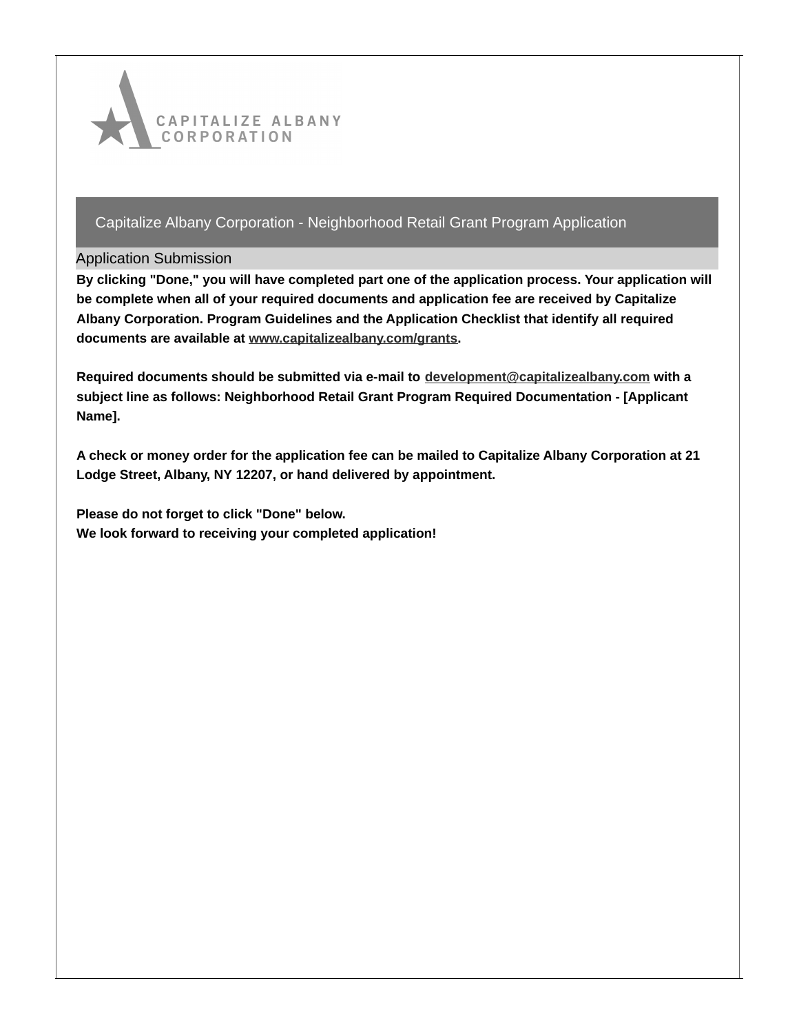CAPITALIZE ALBANY CORPORATION

# Capitalize Albany Corporation - Neighborhood Retail Grant Program Application

## Application Submission

**By clicking "Done," you will have completed part one of the application process. Your application will be complete when all of your required documents and application fee are received by Capitalize Albany Corporation. Program Guidelines and the Application Checklist that identify all required documents are available at www.capitalizealbany.com/grants.**

**Required documents should be submitted via e-mail to development@capitalizealbany.com with a subject line as follows: Neighborhood Retail Grant Program Required Documentation - [Applicant Name].**

**A check or money order for the application fee can be mailed to Capitalize Albany Corporation at 21 Lodge Street, Albany, NY 12207, or hand delivered by appointment.**

**Please do not forget to click "Done" below.**
**We look forward to receiving your completed application!**